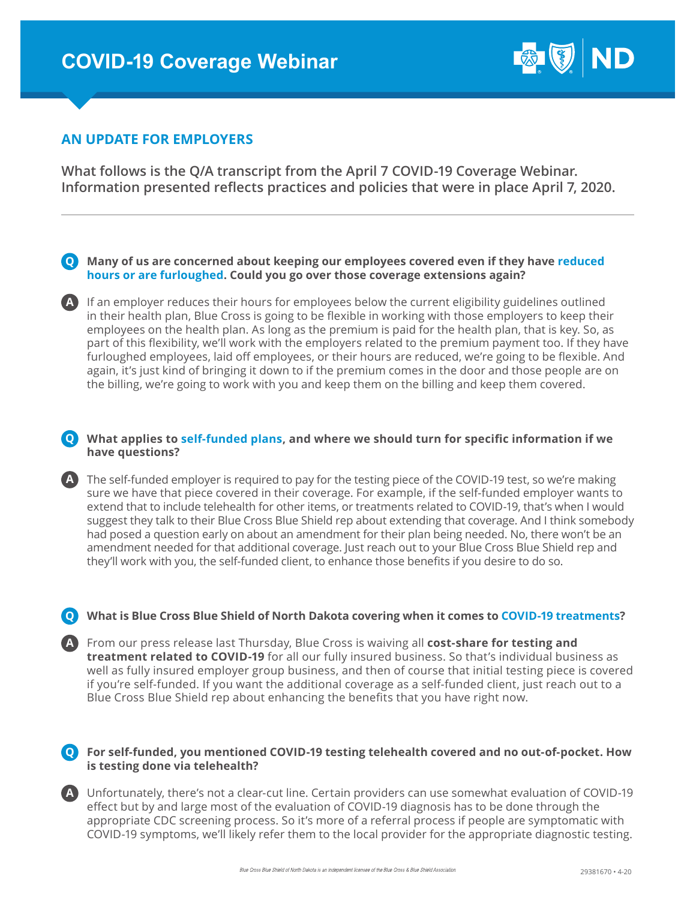# COVID-19 Coverage Webinar

## AN UPDATE FOR EMPLOYERS

**What follows is the Q/A transcript from the April 7 COVID-19 Coverage Webinar. Information presented reflects practices and policies that were in place April 7, 2020.**

---

**Q** **Many of us are concerned about keeping our employees covered even if they have reduced hours or are furloughed. Could you go over those coverage extensions again?**

**A** If an employer reduces their hours for employees below the current eligibility guidelines outlined in their health plan, Blue Cross is going to be flexible in working with those employers to keep their employees on the health plan. As long as the premium is paid for the health plan, that is key. So, as part of this flexibility, we'll work with the employers related to the premium payment too. If they have furloughed employees, laid off employees, or their hours are reduced, we're going to be flexible. And again, it's just kind of bringing it down to if the premium comes in the door and those people are on the billing, we're going to work with you and keep them on the billing and keep them covered.

**Q** **What applies to self-funded plans, and where we should turn for specific information if we have questions?**

**A** The self-funded employer is required to pay for the testing piece of the COVID-19 test, so we're making sure we have that piece covered in their coverage. For example, if the self-funded employer wants to extend that to include telehealth for other items, or treatments related to COVID-19, that's when I would suggest they talk to their Blue Cross Blue Shield rep about extending that coverage. And I think somebody had posed a question early on about an amendment for their plan being needed. No, there won't be an amendment needed for that additional coverage. Just reach out to your Blue Cross Blue Shield rep and they'll work with you, the self-funded client, to enhance those benefits if you desire to do so.

**Q** **What is Blue Cross Blue Shield of North Dakota covering when it comes to COVID-19 treatments?**

**A** From our press release last Thursday, Blue Cross is waiving all **cost-share for testing and treatment related to COVID-19** for all our fully insured business. So that's individual business as well as fully insured employer group business, and then of course that initial testing piece is covered if you're self-funded. If you want the additional coverage as a self-funded client, just reach out to a Blue Cross Blue Shield rep about enhancing the benefits that you have right now.

**Q** **For self-funded, you mentioned COVID-19 testing telehealth covered and no out-of-pocket. How is testing done via telehealth?**

**A** Unfortunately, there's not a clear-cut line. Certain providers can use somewhat evaluation of COVID-19 effect but by and large most of the evaluation of COVID-19 diagnosis has to be done through the appropriate CDC screening process. So it's more of a referral process if people are symptomatic with COVID-19 symptoms, we'll likely refer them to the local provider for the appropriate diagnostic testing.

*Blue Cross Blue Shield of North Dakota is an independent licensee of the Blue Cross & Blue Shield Association*

29381670 • 4-20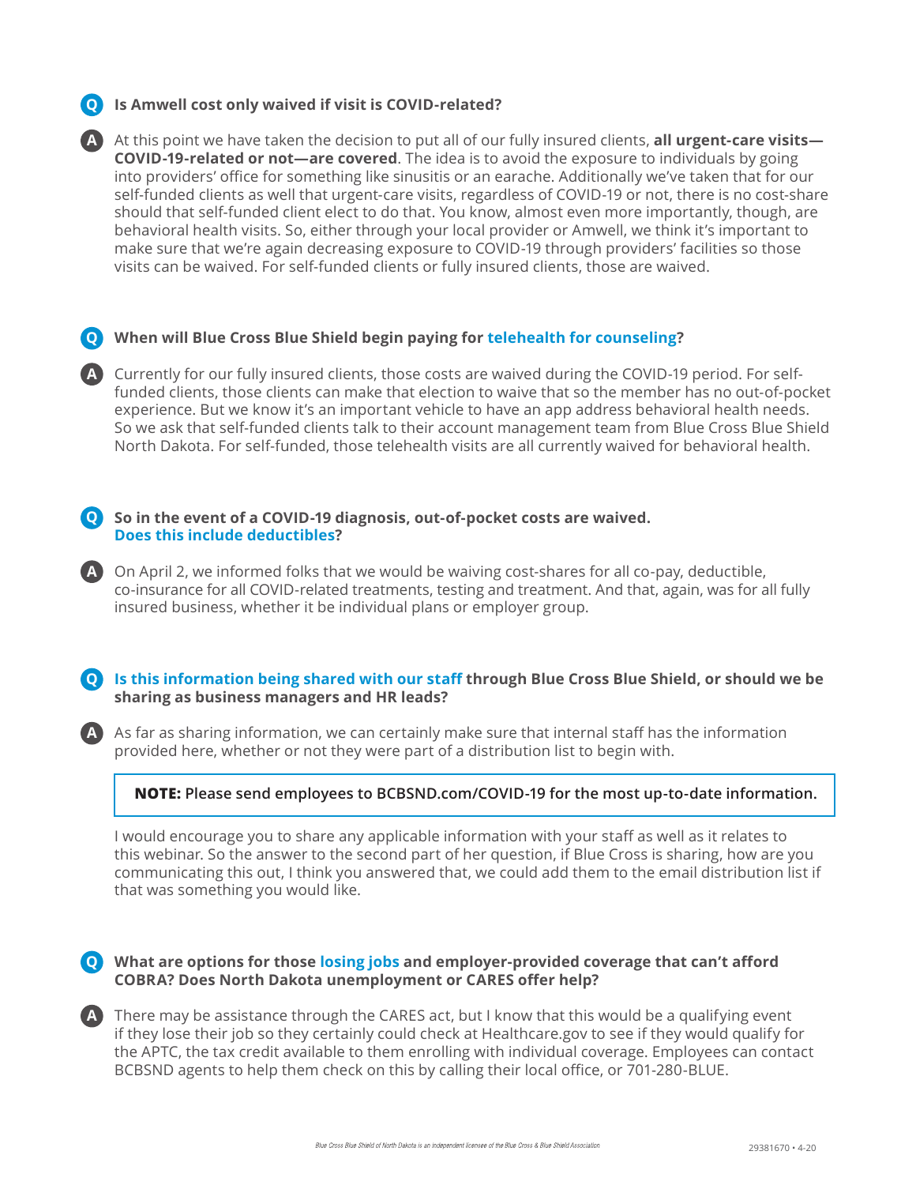**Q** **Is Amwell cost only waived if visit is COVID-related?**

**A** At this point we have taken the decision to put all of our fully insured clients, **all urgent-care visits—COVID-19-related or not—are covered**. The idea is to avoid the exposure to individuals by going into providers' office for something like sinusitis or an earache. Additionally we've taken that for our self-funded clients as well that urgent-care visits, regardless of COVID-19 or not, there is no cost-share should that self-funded client elect to do that. You know, almost even more importantly, though, are behavioral health visits. So, either through your local provider or Amwell, we think it's important to make sure that we're again decreasing exposure to COVID-19 through providers' facilities so those visits can be waived. For self-funded clients or fully insured clients, those are waived.

**Q** **When will Blue Cross Blue Shield begin paying for telehealth for counseling?**

**A** Currently for our fully insured clients, those costs are waived during the COVID-19 period. For self-funded clients, those clients can make that election to waive that so the member has no out-of-pocket experience. But we know it's an important vehicle to have an app address behavioral health needs. So we ask that self-funded clients talk to their account management team from Blue Cross Blue Shield North Dakota. For self-funded, those telehealth visits are all currently waived for behavioral health.

**Q** **So in the event of a COVID-19 diagnosis, out-of-pocket costs are waived. Does this include deductibles?**

**A** On April 2, we informed folks that we would be waiving cost-shares for all co-pay, deductible, co-insurance for all COVID-related treatments, testing and treatment. And that, again, was for all fully insured business, whether it be individual plans or employer group.

**Q** **Is this information being shared with our staff through Blue Cross Blue Shield, or should we be sharing as business managers and HR leads?**

**A** As far as sharing information, we can certainly make sure that internal staff has the information provided here, whether or not they were part of a distribution list to begin with.

> **NOTE:** Please send employees to BCBSND.com/COVID-19 for the most up-to-date information.

I would encourage you to share any applicable information with your staff as well as it relates to this webinar. So the answer to the second part of her question, if Blue Cross is sharing, how are you communicating this out, I think you answered that, we could add them to the email distribution list if that was something you would like.

**Q** **What are options for those losing jobs and employer-provided coverage that can't afford COBRA? Does North Dakota unemployment or CARES offer help?**

**A** There may be assistance through the CARES act, but I know that this would be a qualifying event if they lose their job so they certainly could check at Healthcare.gov to see if they would qualify for the APTC, the tax credit available to them enrolling with individual coverage. Employees can contact BCBSND agents to help them check on this by calling their local office, or 701-280-BLUE.

*Blue Cross Blue Shield of North Dakota is an independent licensee of the Blue Cross & Blue Shield Association*

29381670 • 4-20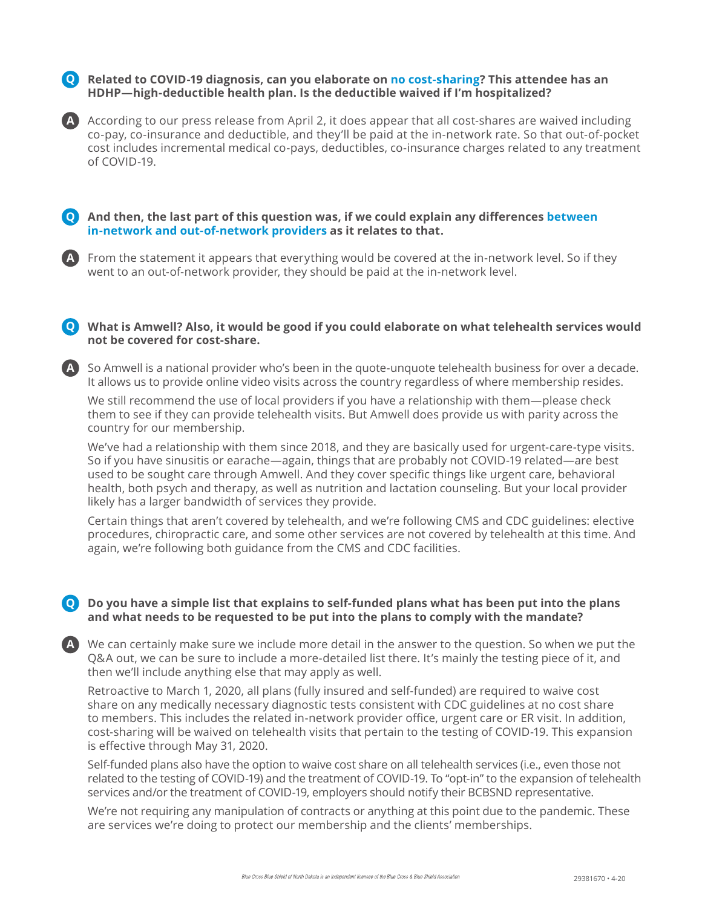**Q** **Related to COVID-19 diagnosis, can you elaborate on no cost-sharing? This attendee has an HDHP—high-deductible health plan. Is the deductible waived if I'm hospitalized?**

**A** According to our press release from April 2, it does appear that all cost-shares are waived including co-pay, co-insurance and deductible, and they'll be paid at the in-network rate. So that out-of-pocket cost includes incremental medical co-pays, deductibles, co-insurance charges related to any treatment of COVID-19.

**Q** **And then, the last part of this question was, if we could explain any differences between in-network and out-of-network providers as it relates to that.**

**A** From the statement it appears that everything would be covered at the in-network level. So if they went to an out-of-network provider, they should be paid at the in-network level.

**Q** **What is Amwell? Also, it would be good if you could elaborate on what telehealth services would not be covered for cost-share.**

**A** So Amwell is a national provider who's been in the quote-unquote telehealth business for over a decade. It allows us to provide online video visits across the country regardless of where membership resides.

We still recommend the use of local providers if you have a relationship with them—please check them to see if they can provide telehealth visits. But Amwell does provide us with parity across the country for our membership.

We've had a relationship with them since 2018, and they are basically used for urgent-care-type visits. So if you have sinusitis or earache—again, things that are probably not COVID-19 related—are best used to be sought care through Amwell. And they cover specific things like urgent care, behavioral health, both psych and therapy, as well as nutrition and lactation counseling. But your local provider likely has a larger bandwidth of services they provide.

Certain things that aren't covered by telehealth, and we're following CMS and CDC guidelines: elective procedures, chiropractic care, and some other services are not covered by telehealth at this time. And again, we're following both guidance from the CMS and CDC facilities.

**Q** **Do you have a simple list that explains to self-funded plans what has been put into the plans and what needs to be requested to be put into the plans to comply with the mandate?**

**A** We can certainly make sure we include more detail in the answer to the question. So when we put the Q&A out, we can be sure to include a more-detailed list there. It's mainly the testing piece of it, and then we'll include anything else that may apply as well.

Retroactive to March 1, 2020, all plans (fully insured and self-funded) are required to waive cost share on any medically necessary diagnostic tests consistent with CDC guidelines at no cost share to members. This includes the related in-network provider office, urgent care or ER visit. In addition, cost-sharing will be waived on telehealth visits that pertain to the testing of COVID-19. This expansion is effective through May 31, 2020.

Self-funded plans also have the option to waive cost share on all telehealth services (i.e., even those not related to the testing of COVID-19) and the treatment of COVID-19. To "opt-in" to the expansion of telehealth services and/or the treatment of COVID-19, employers should notify their BCBSND representative.

We're not requiring any manipulation of contracts or anything at this point due to the pandemic. These are services we're doing to protect our membership and the clients' memberships.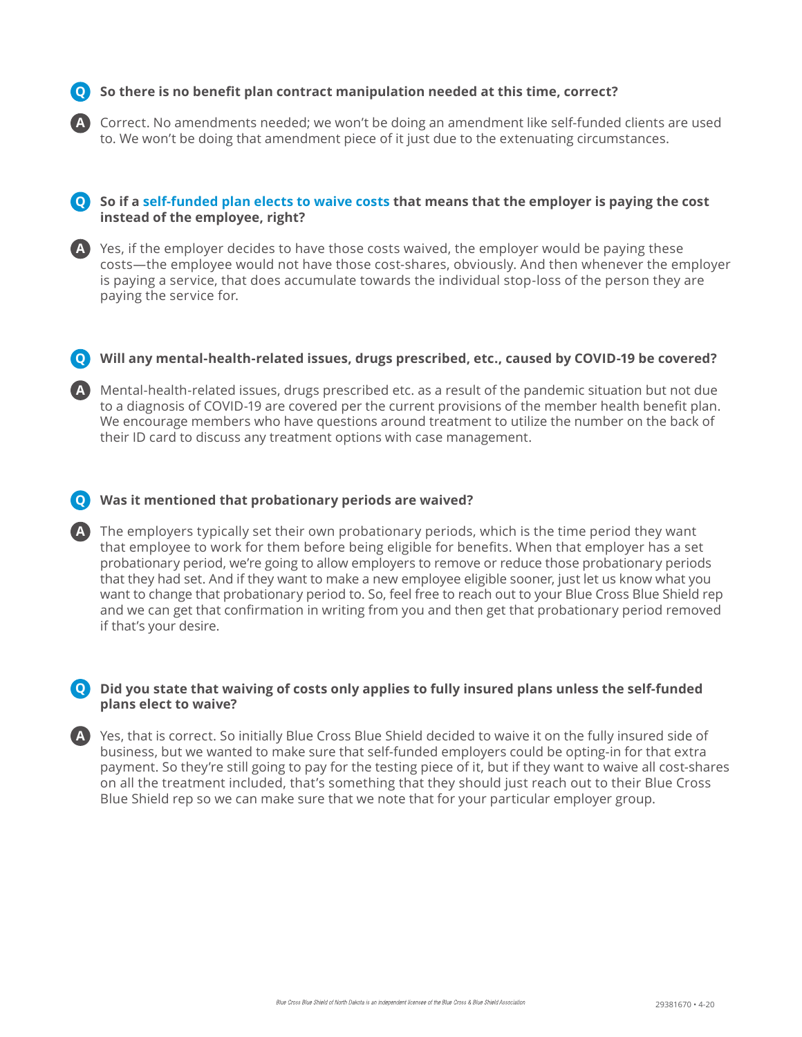**Q** **So there is no benefit plan contract manipulation needed at this time, correct?**

**A** Correct. No amendments needed; we won't be doing an amendment like self-funded clients are used to. We won't be doing that amendment piece of it just due to the extenuating circumstances.

**Q** **So if a self-funded plan elects to waive costs that means that the employer is paying the cost instead of the employee, right?**

**A** Yes, if the employer decides to have those costs waived, the employer would be paying these costs—the employee would not have those cost-shares, obviously. And then whenever the employer is paying a service, that does accumulate towards the individual stop-loss of the person they are paying the service for.

**Q** **Will any mental-health-related issues, drugs prescribed, etc., caused by COVID-19 be covered?**

**A** Mental-health-related issues, drugs prescribed etc. as a result of the pandemic situation but not due to a diagnosis of COVID-19 are covered per the current provisions of the member health benefit plan. We encourage members who have questions around treatment to utilize the number on the back of their ID card to discuss any treatment options with case management.

**Q** **Was it mentioned that probationary periods are waived?**

**A** The employers typically set their own probationary periods, which is the time period they want that employee to work for them before being eligible for benefits. When that employer has a set probationary period, we're going to allow employers to remove or reduce those probationary periods that they had set. And if they want to make a new employee eligible sooner, just let us know what you want to change that probationary period to. So, feel free to reach out to your Blue Cross Blue Shield rep and we can get that confirmation in writing from you and then get that probationary period removed if that's your desire.

**Q** **Did you state that waiving of costs only applies to fully insured plans unless the self-funded plans elect to waive?**

**A** Yes, that is correct. So initially Blue Cross Blue Shield decided to waive it on the fully insured side of business, but we wanted to make sure that self-funded employers could be opting-in for that extra payment. So they're still going to pay for the testing piece of it, but if they want to waive all cost-shares on all the treatment included, that's something that they should just reach out to their Blue Cross Blue Shield rep so we can make sure that we note that for your particular employer group.

*Blue Cross Blue Shield of North Dakota is an independent licensee of the Blue Cross & Blue Shield Association*

29381670 • 4-20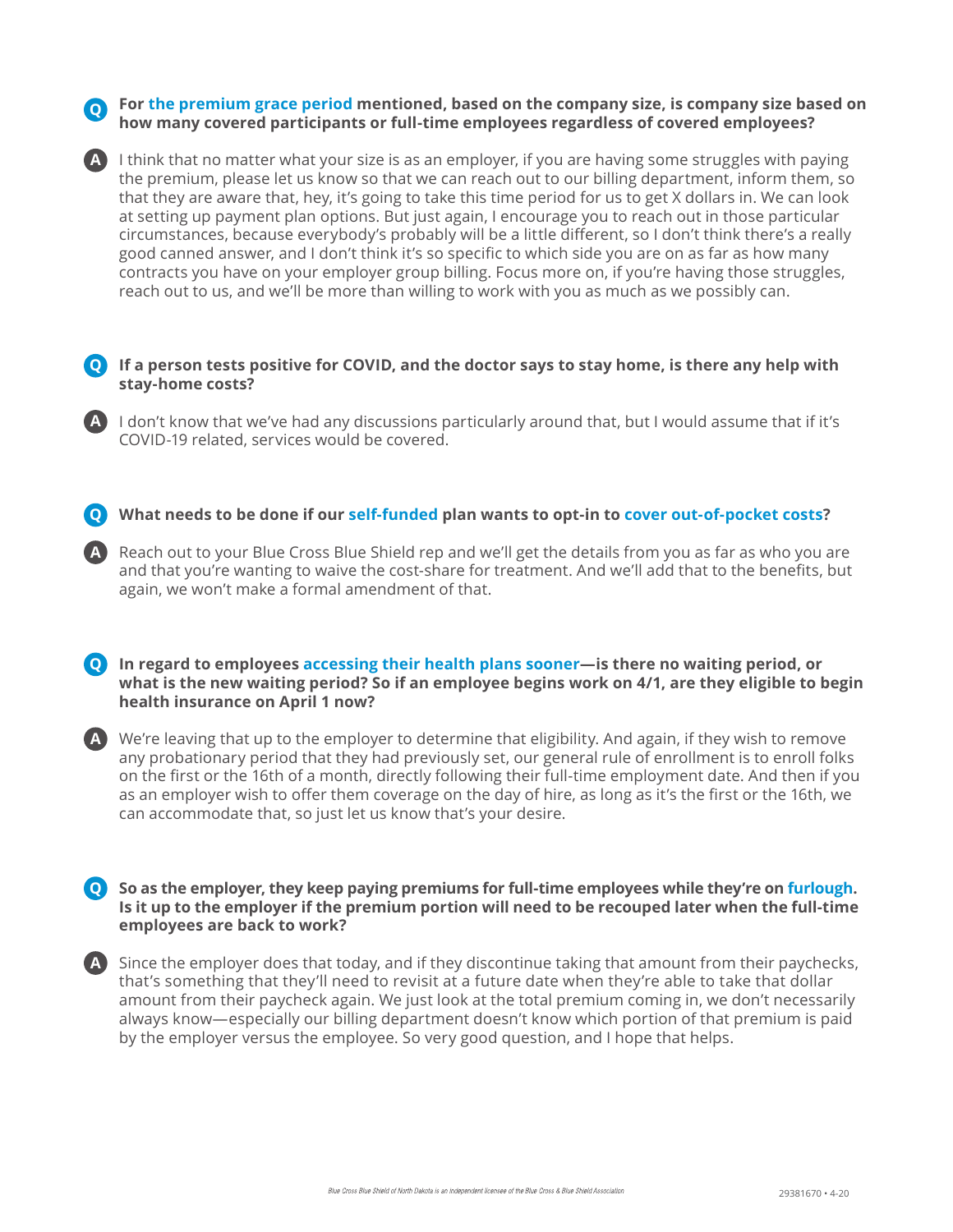**Q** **For the premium grace period mentioned, based on the company size, is company size based on how many covered participants or full-time employees regardless of covered employees?**

**A** I think that no matter what your size is as an employer, if you are having some struggles with paying the premium, please let us know so that we can reach out to our billing department, inform them, so that they are aware that, hey, it's going to take this time period for us to get X dollars in. We can look at setting up payment plan options. But just again, I encourage you to reach out in those particular circumstances, because everybody's probably will be a little different, so I don't think there's a really good canned answer, and I don't think it's so specific to which side you are on as far as how many contracts you have on your employer group billing. Focus more on, if you're having those struggles, reach out to us, and we'll be more than willing to work with you as much as we possibly can.

**Q** **If a person tests positive for COVID, and the doctor says to stay home, is there any help with stay-home costs?**

**A** I don't know that we've had any discussions particularly around that, but I would assume that if it's COVID-19 related, services would be covered.

**Q** **What needs to be done if our self-funded plan wants to opt-in to cover out-of-pocket costs?**

**A** Reach out to your Blue Cross Blue Shield rep and we'll get the details from you as far as who you are and that you're wanting to waive the cost-share for treatment. And we'll add that to the benefits, but again, we won't make a formal amendment of that.

**Q** **In regard to employees accessing their health plans sooner—is there no waiting period, or what is the new waiting period? So if an employee begins work on 4/1, are they eligible to begin health insurance on April 1 now?**

**A** We're leaving that up to the employer to determine that eligibility. And again, if they wish to remove any probationary period that they had previously set, our general rule of enrollment is to enroll folks on the first or the 16th of a month, directly following their full-time employment date. And then if you as an employer wish to offer them coverage on the day of hire, as long as it's the first or the 16th, we can accommodate that, so just let us know that's your desire.

**Q** **So as the employer, they keep paying premiums for full-time employees while they're on furlough. Is it up to the employer if the premium portion will need to be recouped later when the full-time employees are back to work?**

**A** Since the employer does that today, and if they discontinue taking that amount from their paychecks, that's something that they'll need to revisit at a future date when they're able to take that dollar amount from their paycheck again. We just look at the total premium coming in, we don't necessarily always know—especially our billing department doesn't know which portion of that premium is paid by the employer versus the employee. So very good question, and I hope that helps.

*Blue Cross Blue Shield of North Dakota is an independent licensee of the Blue Cross & Blue Shield Association*

29381670 • 4-20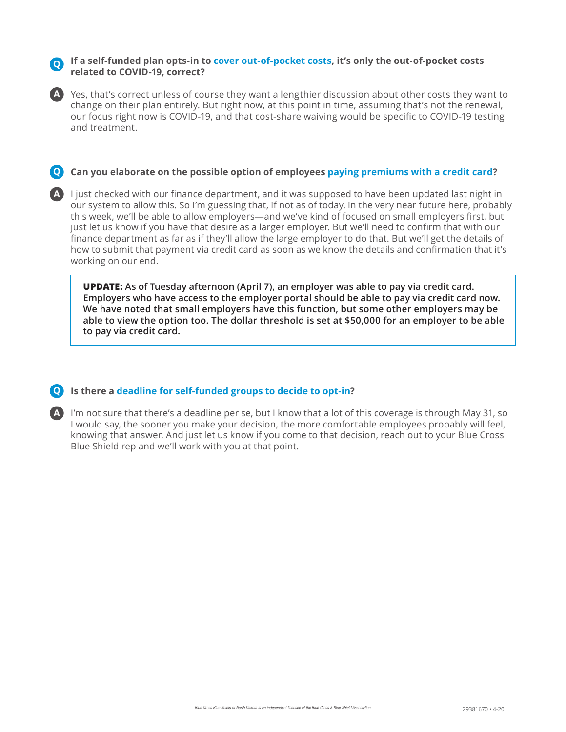**Q** **If a self-funded plan opts-in to cover out-of-pocket costs, it's only the out-of-pocket costs related to COVID-19, correct?**

**A** Yes, that's correct unless of course they want a lengthier discussion about other costs they want to change on their plan entirely. But right now, at this point in time, assuming that's not the renewal, our focus right now is COVID-19, and that cost-share waiving would be specific to COVID-19 testing and treatment.

**Q** **Can you elaborate on the possible option of employees paying premiums with a credit card?**

**A** I just checked with our finance department, and it was supposed to have been updated last night in our system to allow this. So I'm guessing that, if not as of today, in the very near future here, probably this week, we'll be able to allow employers—and we've kind of focused on small employers first, but just let us know if you have that desire as a larger employer. But we'll need to confirm that with our finance department as far as if they'll allow the large employer to do that. But we'll get the details of how to submit that payment via credit card as soon as we know the details and confirmation that it's working on our end.

> **UPDATE: As of Tuesday afternoon (April 7), an employer was able to pay via credit card. Employers who have access to the employer portal should be able to pay via credit card now. We have noted that small employers have this function, but some other employers may be able to view the option too. The dollar threshold is set at $50,000 for an employer to be able to pay via credit card.**

**Q** **Is there a deadline for self-funded groups to decide to opt-in?**

**A** I'm not sure that there's a deadline per se, but I know that a lot of this coverage is through May 31, so I would say, the sooner you make your decision, the more comfortable employees probably will feel, knowing that answer. And just let us know if you come to that decision, reach out to your Blue Cross Blue Shield rep and we'll work with you at that point.

*Blue Cross Blue Shield of North Dakota is an independent licensee of the Blue Cross & Blue Shield Association*

29381670 • 4-20